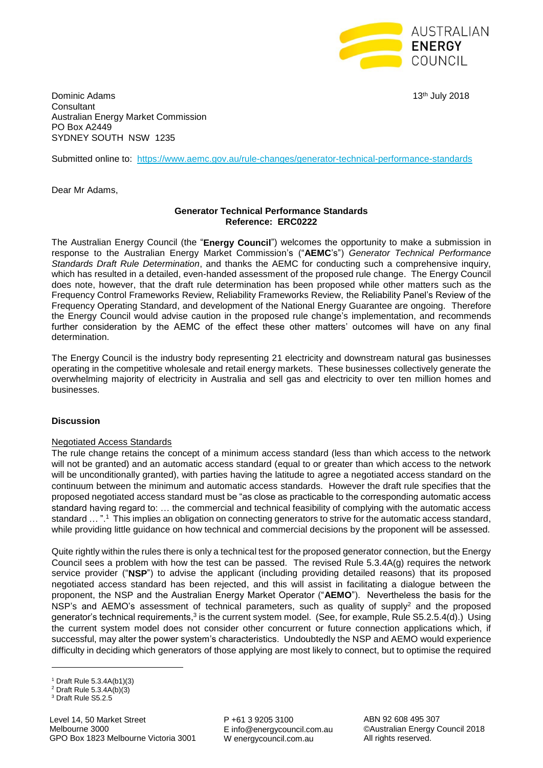AUSTRALIAN ENERGY COUNCIL

Dominic Adams
Consultant
Australian Energy Market Commission
PO Box A2449
SYDNEY SOUTH NSW 1235

13th July 2018

Submitted online to: https://www.aemc.gov.au/rule-changes/generator-technical-performance-standards

Dear Mr Adams,

**Generator Technical Performance Standards**
**Reference: ERC0222**

The Australian Energy Council (the "**Energy Council**") welcomes the opportunity to make a submission in response to the Australian Energy Market Commission's ("**AEMC**'s") *Generator Technical Performance Standards Draft Rule Determination*, and thanks the AEMC for conducting such a comprehensive inquiry, which has resulted in a detailed, even-handed assessment of the proposed rule change. The Energy Council does note, however, that the draft rule determination has been proposed while other matters such as the Frequency Control Frameworks Review, Reliability Frameworks Review, the Reliability Panel's Review of the Frequency Operating Standard, and development of the National Energy Guarantee are ongoing. Therefore the Energy Council would advise caution in the proposed rule change's implementation, and recommends further consideration by the AEMC of the effect these other matters' outcomes will have on any final determination.

The Energy Council is the industry body representing 21 electricity and downstream natural gas businesses operating in the competitive wholesale and retail energy markets. These businesses collectively generate the overwhelming majority of electricity in Australia and sell gas and electricity to over ten million homes and businesses.

**Discussion**

Negotiated Access Standards

The rule change retains the concept of a minimum access standard (less than which access to the network will not be granted) and an automatic access standard (equal to or greater than which access to the network will be unconditionally granted), with parties having the latitude to agree a negotiated access standard on the continuum between the minimum and automatic access standards. However the draft rule specifies that the proposed negotiated access standard must be "as close as practicable to the corresponding automatic access standard having regard to: … the commercial and technical feasibility of complying with the automatic access standard … ".[1] This implies an obligation on connecting generators to strive for the automatic access standard, while providing little guidance on how technical and commercial decisions by the proponent will be assessed.

Quite rightly within the rules there is only a technical test for the proposed generator connection, but the Energy Council sees a problem with how the test can be passed. The revised Rule 5.3.4A(g) requires the network service provider ("**NSP**") to advise the applicant (including providing detailed reasons) that its proposed negotiated access standard has been rejected, and this will assist in facilitating a dialogue between the proponent, the NSP and the Australian Energy Market Operator ("**AEMO**"). Nevertheless the basis for the NSP's and AEMO's assessment of technical parameters, such as quality of supply[2] and the proposed generator's technical requirements,[3] is the current system model. (See, for example, Rule S5.2.5.4(d).) Using the current system model does not consider other concurrent or future connection applications which, if successful, may alter the power system's characteristics. Undoubtedly the NSP and AEMO would experience difficulty in deciding which generators of those applying are most likely to connect, but to optimise the required

[1] Draft Rule 5.3.4A(b1)(3)
[2] Draft Rule 5.3.4A(b)(3)
[3] Draft Rule S5.2.5

Level 14, 50 Market Street
Melbourne 3000
GPO Box 1823 Melbourne Victoria 3001

P +61 3 9205 3100
E info@energycouncil.com.au
W energycouncil.com.au

ABN 92 608 495 307
©Australian Energy Council 2018
All rights reserved.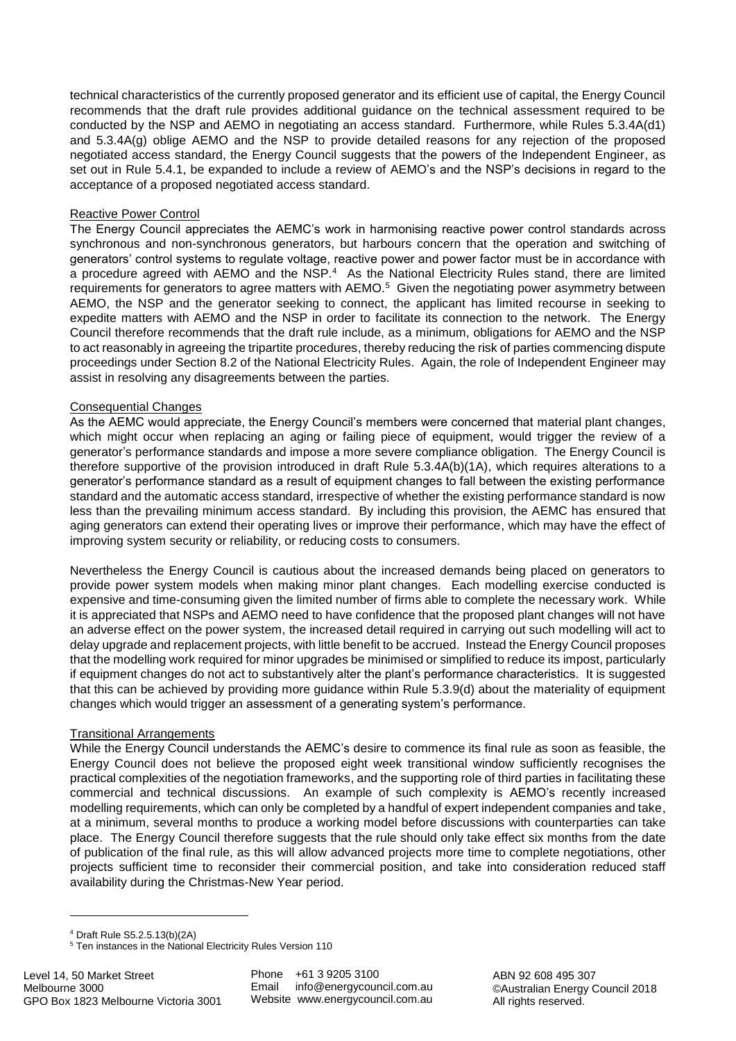technical characteristics of the currently proposed generator and its efficient use of capital, the Energy Council recommends that the draft rule provides additional guidance on the technical assessment required to be conducted by the NSP and AEMO in negotiating an access standard. Furthermore, while Rules 5.3.4A(d1) and 5.3.4A(g) oblige AEMO and the NSP to provide detailed reasons for any rejection of the proposed negotiated access standard, the Energy Council suggests that the powers of the Independent Engineer, as set out in Rule 5.4.1, be expanded to include a review of AEMO's and the NSP's decisions in regard to the acceptance of a proposed negotiated access standard.

Reactive Power Control

The Energy Council appreciates the AEMC's work in harmonising reactive power control standards across synchronous and non-synchronous generators, but harbours concern that the operation and switching of generators' control systems to regulate voltage, reactive power and power factor must be in accordance with a procedure agreed with AEMO and the NSP.[4] As the National Electricity Rules stand, there are limited requirements for generators to agree matters with AEMO.[5] Given the negotiating power asymmetry between AEMO, the NSP and the generator seeking to connect, the applicant has limited recourse in seeking to expedite matters with AEMO and the NSP in order to facilitate its connection to the network. The Energy Council therefore recommends that the draft rule include, as a minimum, obligations for AEMO and the NSP to act reasonably in agreeing the tripartite procedures, thereby reducing the risk of parties commencing dispute proceedings under Section 8.2 of the National Electricity Rules. Again, the role of Independent Engineer may assist in resolving any disagreements between the parties.

Consequential Changes

As the AEMC would appreciate, the Energy Council's members were concerned that material plant changes, which might occur when replacing an aging or failing piece of equipment, would trigger the review of a generator's performance standards and impose a more severe compliance obligation. The Energy Council is therefore supportive of the provision introduced in draft Rule 5.3.4A(b)(1A), which requires alterations to a generator's performance standard as a result of equipment changes to fall between the existing performance standard and the automatic access standard, irrespective of whether the existing performance standard is now less than the prevailing minimum access standard. By including this provision, the AEMC has ensured that aging generators can extend their operating lives or improve their performance, which may have the effect of improving system security or reliability, or reducing costs to consumers.

Nevertheless the Energy Council is cautious about the increased demands being placed on generators to provide power system models when making minor plant changes. Each modelling exercise conducted is expensive and time-consuming given the limited number of firms able to complete the necessary work. While it is appreciated that NSPs and AEMO need to have confidence that the proposed plant changes will not have an adverse effect on the power system, the increased detail required in carrying out such modelling will act to delay upgrade and replacement projects, with little benefit to be accrued. Instead the Energy Council proposes that the modelling work required for minor upgrades be minimised or simplified to reduce its impost, particularly if equipment changes do not act to substantively alter the plant's performance characteristics. It is suggested that this can be achieved by providing more guidance within Rule 5.3.9(d) about the materiality of equipment changes which would trigger an assessment of a generating system's performance.

Transitional Arrangements

While the Energy Council understands the AEMC's desire to commence its final rule as soon as feasible, the Energy Council does not believe the proposed eight week transitional window sufficiently recognises the practical complexities of the negotiation frameworks, and the supporting role of third parties in facilitating these commercial and technical discussions. An example of such complexity is AEMO's recently increased modelling requirements, which can only be completed by a handful of expert independent companies and take, at a minimum, several months to produce a working model before discussions with counterparties can take place. The Energy Council therefore suggests that the rule should only take effect six months from the date of publication of the final rule, as this will allow advanced projects more time to complete negotiations, other projects sufficient time to reconsider their commercial position, and take into consideration reduced staff availability during the Christmas-New Year period.

---

[4] Draft Rule S5.2.5.13(b)(2A)

[5] Ten instances in the National Electricity Rules Version 110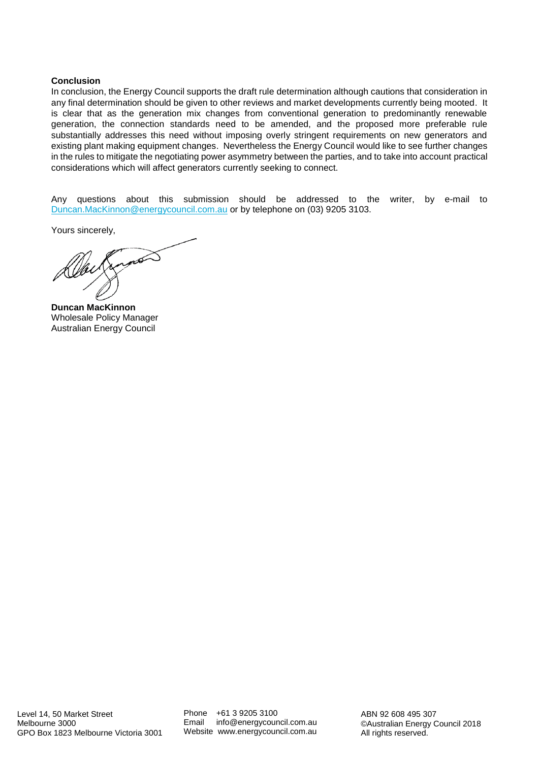**Conclusion**

In conclusion, the Energy Council supports the draft rule determination although cautions that consideration in any final determination should be given to other reviews and market developments currently being mooted. It is clear that as the generation mix changes from conventional generation to predominantly renewable generation, the connection standards need to be amended, and the proposed more preferable rule substantially addresses this need without imposing overly stringent requirements on new generators and existing plant making equipment changes. Nevertheless the Energy Council would like to see further changes in the rules to mitigate the negotiating power asymmetry between the parties, and to take into account practical considerations which will affect generators currently seeking to connect.

Any questions about this submission should be addressed to the writer, by e-mail to Duncan.MacKinnon@energycouncil.com.au or by telephone on (03) 9205 3103.

Yours sincerely,

**Duncan MacKinnon**
Wholesale Policy Manager
Australian Energy Council

Level 14, 50 Market Street
Melbourne 3000
GPO Box 1823 Melbourne Victoria 3001

Phone +61 3 9205 3100
Email info@energycouncil.com.au
Website www.energycouncil.com.au

ABN 92 608 495 307
©Australian Energy Council 2018
All rights reserved.